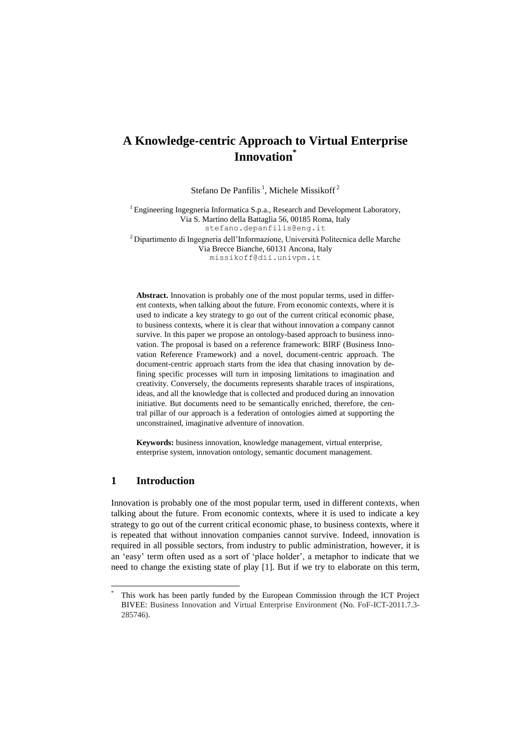# A Knowledge-centric Approach to Virtual Enterprise Innovation[*]

Stefano De Panfilis [1], Michele Missikoff [2]

[1] Engineering Ingegneria Informatica S.p.a., Research and Development Laboratory, Via S. Martino della Battaglia 56, 00185 Roma, Italy
stefano.depanfilis@eng.it

[2] Dipartimento di Ingegneria dell'Informazione, Università Politecnica delle Marche
Via Brecce Bianche, 60131 Ancona, Italy
missikoff@dii.univpm.it

**Abstract.** Innovation is probably one of the most popular terms, used in different contexts, when talking about the future. From economic contexts, where it is used to indicate a key strategy to go out of the current critical economic phase, to business contexts, where it is clear that without innovation a company cannot survive. In this paper we propose an ontology-based approach to business innovation. The proposal is based on a reference framework: BIRF (Business Innovation Reference Framework) and a novel, document-centric approach. The document-centric approach starts from the idea that chasing innovation by defining specific processes will turn in imposing limitations to imagination and creativity. Conversely, the documents represents sharable traces of inspirations, ideas, and all the knowledge that is collected and produced during an innovation initiative. But documents need to be semantically enriched, therefore, the central pillar of our approach is a federation of ontologies aimed at supporting the unconstrained, imaginative adventure of innovation.

**Keywords:** business innovation, knowledge management, virtual enterprise, enterprise system, innovation ontology, semantic document management.

## 1 Introduction

Innovation is probably one of the most popular term, used in different contexts, when talking about the future. From economic contexts, where it is used to indicate a key strategy to go out of the current critical economic phase, to business contexts, where it is repeated that without innovation companies cannot survive. Indeed, innovation is required in all possible sectors, from industry to public administration, however, it is an 'easy' term often used as a sort of 'place holder', a metaphor to indicate that we need to change the existing state of play [1]. But if we try to elaborate on this term,

[*] This work has been partly funded by the European Commission through the ICT Project BIVEE: Business Innovation and Virtual Enterprise Environment (No. FoF-ICT-2011.7.3-285746).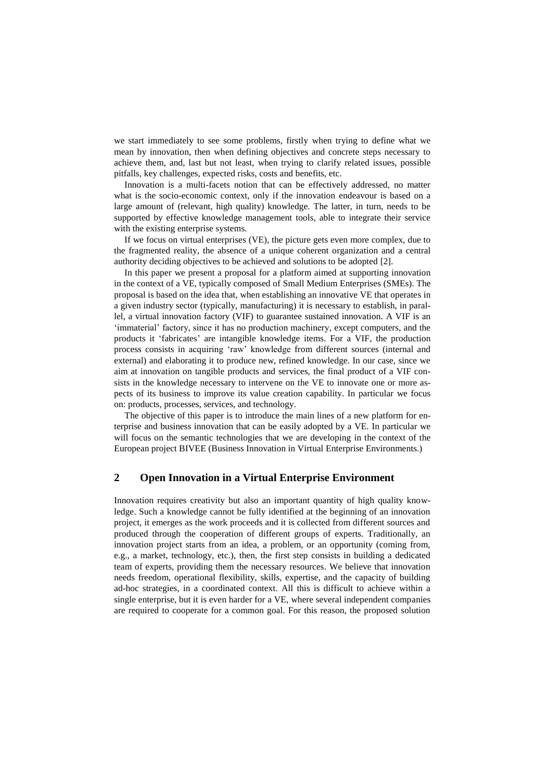we start immediately to see some problems, firstly when trying to define what we mean by innovation, then when defining objectives and concrete steps necessary to achieve them, and, last but not least, when trying to clarify related issues, possible pitfalls, key challenges, expected risks, costs and benefits, etc.

Innovation is a multi-facets notion that can be effectively addressed, no matter what is the socio-economic context, only if the innovation endeavour is based on a large amount of (relevant, high quality) knowledge. The latter, in turn, needs to be supported by effective knowledge management tools, able to integrate their service with the existing enterprise systems.

If we focus on virtual enterprises (VE), the picture gets even more complex, due to the fragmented reality, the absence of a unique coherent organization and a central authority deciding objectives to be achieved and solutions to be adopted [2].

In this paper we present a proposal for a platform aimed at supporting innovation in the context of a VE, typically composed of Small Medium Enterprises (SMEs). The proposal is based on the idea that, when establishing an innovative VE that operates in a given industry sector (typically, manufacturing) it is necessary to establish, in parallel, a virtual innovation factory (VIF) to guarantee sustained innovation. A VIF is an 'immaterial' factory, since it has no production machinery, except computers, and the products it 'fabricates' are intangible knowledge items. For a VIF, the production process consists in acquiring 'raw' knowledge from different sources (internal and external) and elaborating it to produce new, refined knowledge. In our case, since we aim at innovation on tangible products and services, the final product of a VIF consists in the knowledge necessary to intervene on the VE to innovate one or more aspects of its business to improve its value creation capability. In particular we focus on: products, processes, services, and technology.

The objective of this paper is to introduce the main lines of a new platform for enterprise and business innovation that can be easily adopted by a VE. In particular we will focus on the semantic technologies that we are developing in the context of the European project BIVEE (Business Innovation in Virtual Enterprise Environments.)

## 2 Open Innovation in a Virtual Enterprise Environment

Innovation requires creativity but also an important quantity of high quality knowledge. Such a knowledge cannot be fully identified at the beginning of an innovation project, it emerges as the work proceeds and it is collected from different sources and produced through the cooperation of different groups of experts. Traditionally, an innovation project starts from an idea, a problem, or an opportunity (coming from, e.g., a market, technology, etc.), then, the first step consists in building a dedicated team of experts, providing them the necessary resources. We believe that innovation needs freedom, operational flexibility, skills, expertise, and the capacity of building ad-hoc strategies, in a coordinated context. All this is difficult to achieve within a single enterprise, but it is even harder for a VE, where several independent companies are required to cooperate for a common goal. For this reason, the proposed solution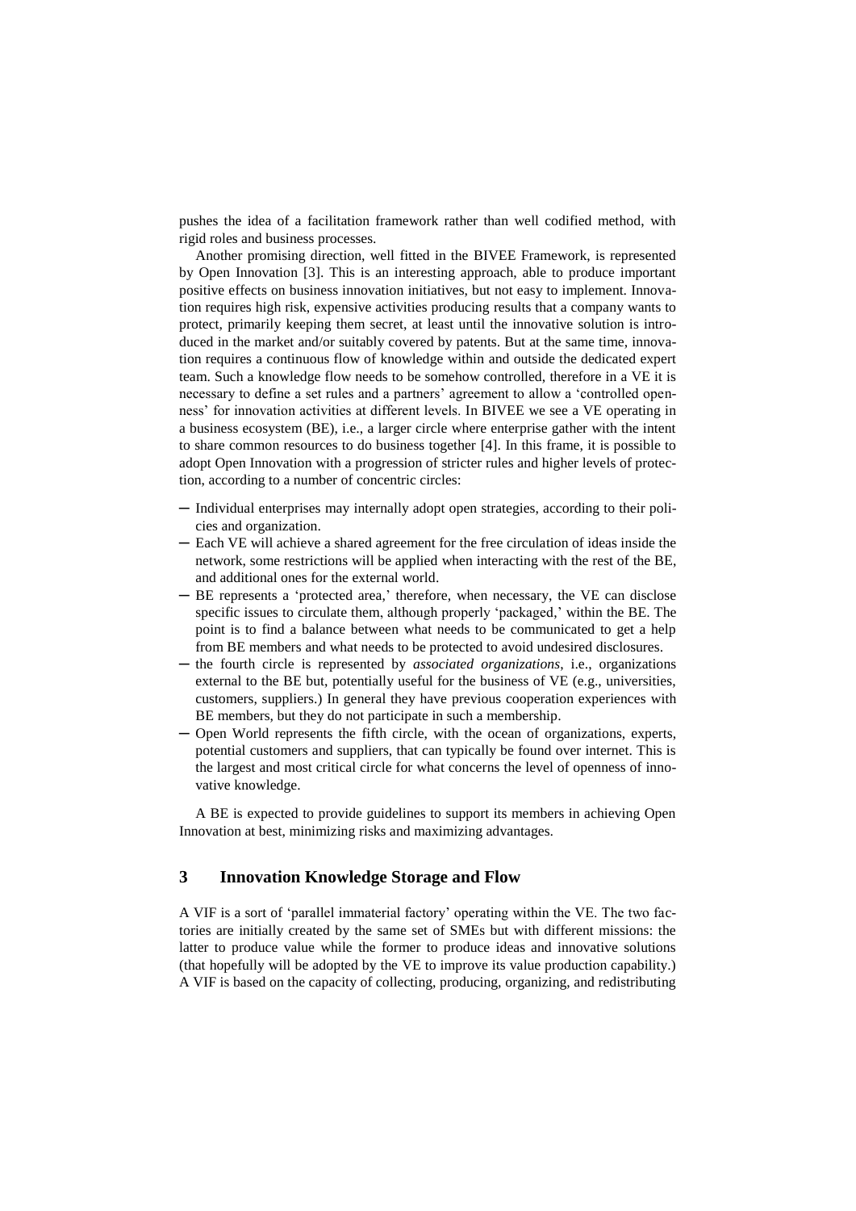pushes the idea of a facilitation framework rather than well codified method, with rigid roles and business processes.

Another promising direction, well fitted in the BIVEE Framework, is represented by Open Innovation [3]. This is an interesting approach, able to produce important positive effects on business innovation initiatives, but not easy to implement. Innovation requires high risk, expensive activities producing results that a company wants to protect, primarily keeping them secret, at least until the innovative solution is introduced in the market and/or suitably covered by patents. But at the same time, innovation requires a continuous flow of knowledge within and outside the dedicated expert team. Such a knowledge flow needs to be somehow controlled, therefore in a VE it is necessary to define a set rules and a partners' agreement to allow a 'controlled openness' for innovation activities at different levels. In BIVEE we see a VE operating in a business ecosystem (BE), i.e., a larger circle where enterprise gather with the intent to share common resources to do business together [4]. In this frame, it is possible to adopt Open Innovation with a progression of stricter rules and higher levels of protection, according to a number of concentric circles:

- Individual enterprises may internally adopt open strategies, according to their policies and organization.
- Each VE will achieve a shared agreement for the free circulation of ideas inside the network, some restrictions will be applied when interacting with the rest of the BE, and additional ones for the external world.
- BE represents a 'protected area,' therefore, when necessary, the VE can disclose specific issues to circulate them, although properly 'packaged,' within the BE. The point is to find a balance between what needs to be communicated to get a help from BE members and what needs to be protected to avoid undesired disclosures.
- the fourth circle is represented by *associated organizations*, i.e., organizations external to the BE but, potentially useful for the business of VE (e.g., universities, customers, suppliers.) In general they have previous cooperation experiences with BE members, but they do not participate in such a membership.
- Open World represents the fifth circle, with the ocean of organizations, experts, potential customers and suppliers, that can typically be found over internet. This is the largest and most critical circle for what concerns the level of openness of innovative knowledge.

A BE is expected to provide guidelines to support its members in achieving Open Innovation at best, minimizing risks and maximizing advantages.

## 3 Innovation Knowledge Storage and Flow

A VIF is a sort of 'parallel immaterial factory' operating within the VE. The two factories are initially created by the same set of SMEs but with different missions: the latter to produce value while the former to produce ideas and innovative solutions (that hopefully will be adopted by the VE to improve its value production capability.) A VIF is based on the capacity of collecting, producing, organizing, and redistributing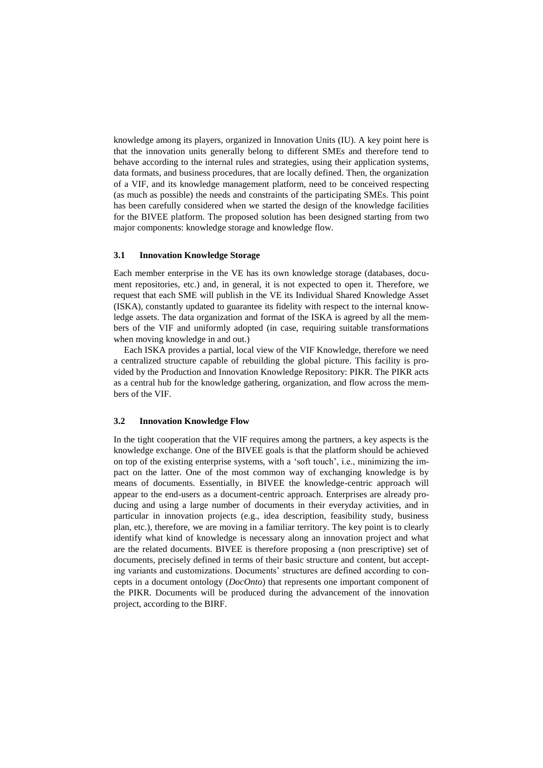knowledge among its players, organized in Innovation Units (IU). A key point here is that the innovation units generally belong to different SMEs and therefore tend to behave according to the internal rules and strategies, using their application systems, data formats, and business procedures, that are locally defined. Then, the organization of a VIF, and its knowledge management platform, need to be conceived respecting (as much as possible) the needs and constraints of the participating SMEs. This point has been carefully considered when we started the design of the knowledge facilities for the BIVEE platform. The proposed solution has been designed starting from two major components: knowledge storage and knowledge flow.

### 3.1 Innovation Knowledge Storage

Each member enterprise in the VE has its own knowledge storage (databases, document repositories, etc.) and, in general, it is not expected to open it. Therefore, we request that each SME will publish in the VE its Individual Shared Knowledge Asset (ISKA), constantly updated to guarantee its fidelity with respect to the internal knowledge assets. The data organization and format of the ISKA is agreed by all the members of the VIF and uniformly adopted (in case, requiring suitable transformations when moving knowledge in and out.)

Each ISKA provides a partial, local view of the VIF Knowledge, therefore we need a centralized structure capable of rebuilding the global picture. This facility is provided by the Production and Innovation Knowledge Repository: PIKR. The PIKR acts as a central hub for the knowledge gathering, organization, and flow across the members of the VIF.

### 3.2 Innovation Knowledge Flow

In the tight cooperation that the VIF requires among the partners, a key aspects is the knowledge exchange. One of the BIVEE goals is that the platform should be achieved on top of the existing enterprise systems, with a 'soft touch', i.e., minimizing the impact on the latter. One of the most common way of exchanging knowledge is by means of documents. Essentially, in BIVEE the knowledge-centric approach will appear to the end-users as a document-centric approach. Enterprises are already producing and using a large number of documents in their everyday activities, and in particular in innovation projects (e.g., idea description, feasibility study, business plan, etc.), therefore, we are moving in a familiar territory. The key point is to clearly identify what kind of knowledge is necessary along an innovation project and what are the related documents. BIVEE is therefore proposing a (non prescriptive) set of documents, precisely defined in terms of their basic structure and content, but accepting variants and customizations. Documents' structures are defined according to concepts in a document ontology (*DocOnto*) that represents one important component of the PIKR. Documents will be produced during the advancement of the innovation project, according to the BIRF.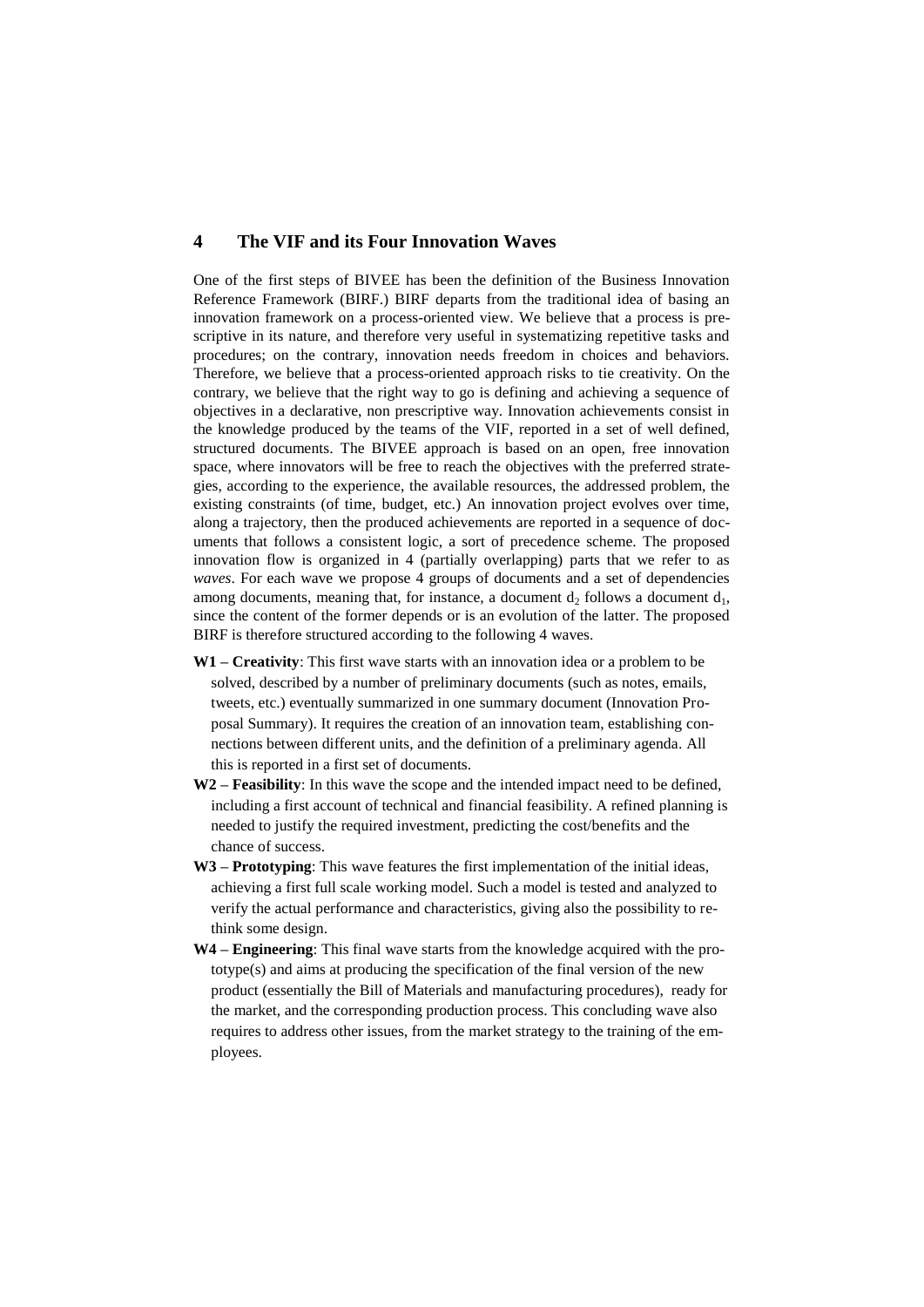## 4 The VIF and its Four Innovation Waves

One of the first steps of BIVEE has been the definition of the Business Innovation Reference Framework (BIRF.) BIRF departs from the traditional idea of basing an innovation framework on a process-oriented view. We believe that a process is prescriptive in its nature, and therefore very useful in systematizing repetitive tasks and procedures; on the contrary, innovation needs freedom in choices and behaviors. Therefore, we believe that a process-oriented approach risks to tie creativity. On the contrary, we believe that the right way to go is defining and achieving a sequence of objectives in a declarative, non prescriptive way. Innovation achievements consist in the knowledge produced by the teams of the VIF, reported in a set of well defined, structured documents. The BIVEE approach is based on an open, free innovation space, where innovators will be free to reach the objectives with the preferred strategies, according to the experience, the available resources, the addressed problem, the existing constraints (of time, budget, etc.) An innovation project evolves over time, along a trajectory, then the produced achievements are reported in a sequence of documents that follows a consistent logic, a sort of precedence scheme. The proposed innovation flow is organized in 4 (partially overlapping) parts that we refer to as *waves*. For each wave we propose 4 groups of documents and a set of dependencies among documents, meaning that, for instance, a document $d_2$ follows a document $d_1$, since the content of the former depends or is an evolution of the latter. The proposed BIRF is therefore structured according to the following 4 waves.

- **W1 – Creativity**: This first wave starts with an innovation idea or a problem to be solved, described by a number of preliminary documents (such as notes, emails, tweets, etc.) eventually summarized in one summary document (Innovation Proposal Summary). It requires the creation of an innovation team, establishing connections between different units, and the definition of a preliminary agenda. All this is reported in a first set of documents.
- **W2 – Feasibility**: In this wave the scope and the intended impact need to be defined, including a first account of technical and financial feasibility. A refined planning is needed to justify the required investment, predicting the cost/benefits and the chance of success.
- **W3 – Prototyping**: This wave features the first implementation of the initial ideas, achieving a first full scale working model. Such a model is tested and analyzed to verify the actual performance and characteristics, giving also the possibility to rethink some design.
- **W4 – Engineering**: This final wave starts from the knowledge acquired with the prototype(s) and aims at producing the specification of the final version of the new product (essentially the Bill of Materials and manufacturing procedures), ready for the market, and the corresponding production process. This concluding wave also requires to address other issues, from the market strategy to the training of the employees.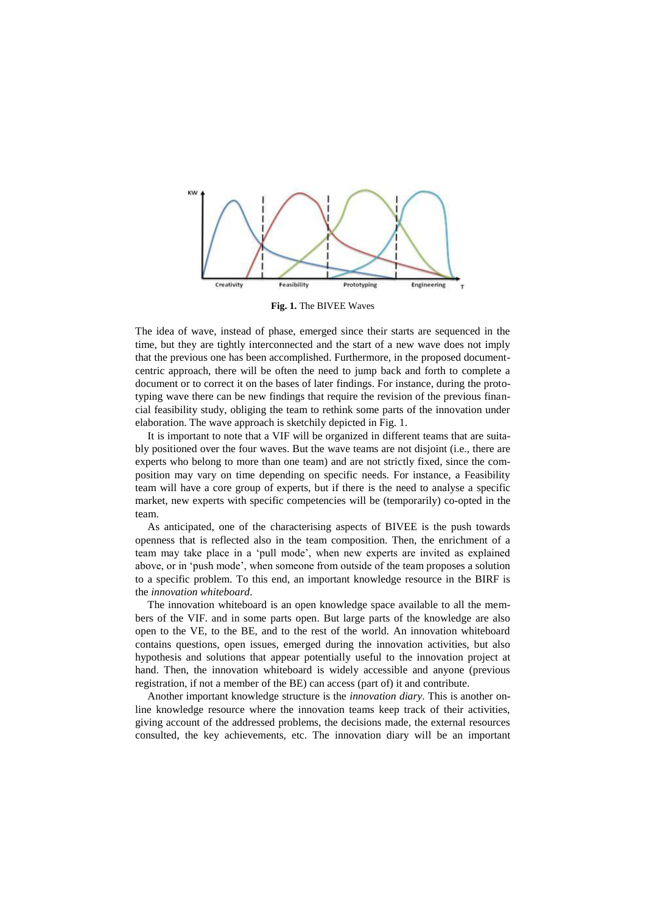Fig. 1. The BIVEE Waves

The idea of wave, instead of phase, emerged since their starts are sequenced in the time, but they are tightly interconnected and the start of a new wave does not imply that the previous one has been accomplished. Furthermore, in the proposed document-centric approach, there will be often the need to jump back and forth to complete a document or to correct it on the bases of later findings. For instance, during the prototyping wave there can be new findings that require the revision of the previous financial feasibility study, obliging the team to rethink some parts of the innovation under elaboration. The wave approach is sketchily depicted in Fig. 1.

It is important to note that a VIF will be organized in different teams that are suitably positioned over the four waves. But the wave teams are not disjoint (i.e., there are experts who belong to more than one team) and are not strictly fixed, since the composition may vary on time depending on specific needs. For instance, a Feasibility team will have a core group of experts, but if there is the need to analyse a specific market, new experts with specific competencies will be (temporarily) co-opted in the team.

As anticipated, one of the characterising aspects of BIVEE is the push towards openness that is reflected also in the team composition. Then, the enrichment of a team may take place in a 'pull mode', when new experts are invited as explained above, or in 'push mode', when someone from outside of the team proposes a solution to a specific problem. To this end, an important knowledge resource in the BIRF is the *innovation whiteboard*.

The innovation whiteboard is an open knowledge space available to all the members of the VIF. and in some parts open. But large parts of the knowledge are also open to the VE, to the BE, and to the rest of the world. An innovation whiteboard contains questions, open issues, emerged during the innovation activities, but also hypothesis and solutions that appear potentially useful to the innovation project at hand. Then, the innovation whiteboard is widely accessible and anyone (previous registration, if not a member of the BE) can access (part of) it and contribute.

Another important knowledge structure is the *innovation diary*. This is another online knowledge resource where the innovation teams keep track of their activities, giving account of the addressed problems, the decisions made, the external resources consulted, the key achievements, etc. The innovation diary will be an important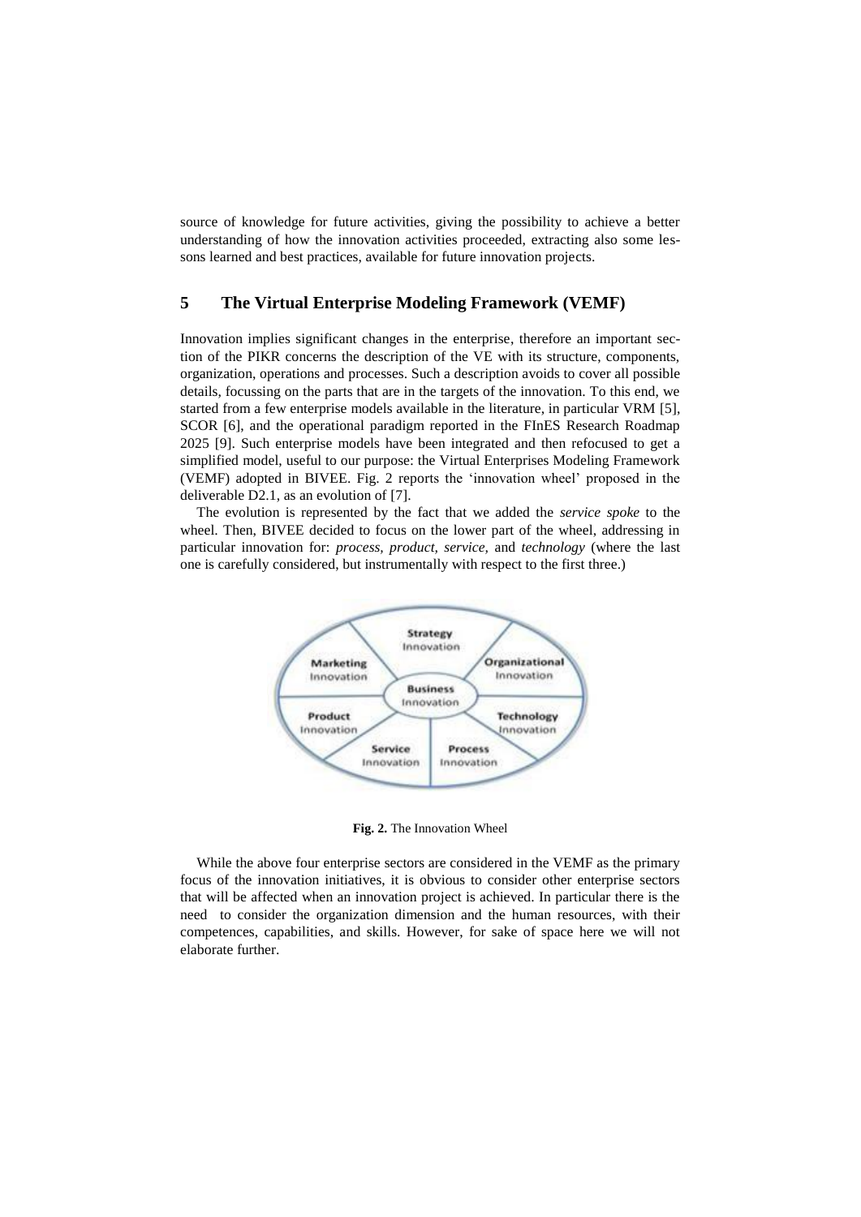source of knowledge for future activities, giving the possibility to achieve a better understanding of how the innovation activities proceeded, extracting also some lessons learned and best practices, available for future innovation projects.

## 5 The Virtual Enterprise Modeling Framework (VEMF)

Innovation implies significant changes in the enterprise, therefore an important section of the PIKR concerns the description of the VE with its structure, components, organization, operations and processes. Such a description avoids to cover all possible details, focussing on the parts that are in the targets of the innovation. To this end, we started from a few enterprise models available in the literature, in particular VRM [5], SCOR [6], and the operational paradigm reported in the FInES Research Roadmap 2025 [9]. Such enterprise models have been integrated and then refocused to get a simplified model, useful to our purpose: the Virtual Enterprises Modeling Framework (VEMF) adopted in BIVEE. Fig. 2 reports the 'innovation wheel' proposed in the deliverable D2.1, as an evolution of [7].

The evolution is represented by the fact that we added the *service spoke* to the wheel. Then, BIVEE decided to focus on the lower part of the wheel, addressing in particular innovation for: *process, product, service,* and *technology* (where the last one is carefully considered, but instrumentally with respect to the first three.)

**Fig. 2.** The Innovation Wheel

While the above four enterprise sectors are considered in the VEMF as the primary focus of the innovation initiatives, it is obvious to consider other enterprise sectors that will be affected when an innovation project is achieved. In particular there is the need to consider the organization dimension and the human resources, with their competences, capabilities, and skills. However, for sake of space here we will not elaborate further.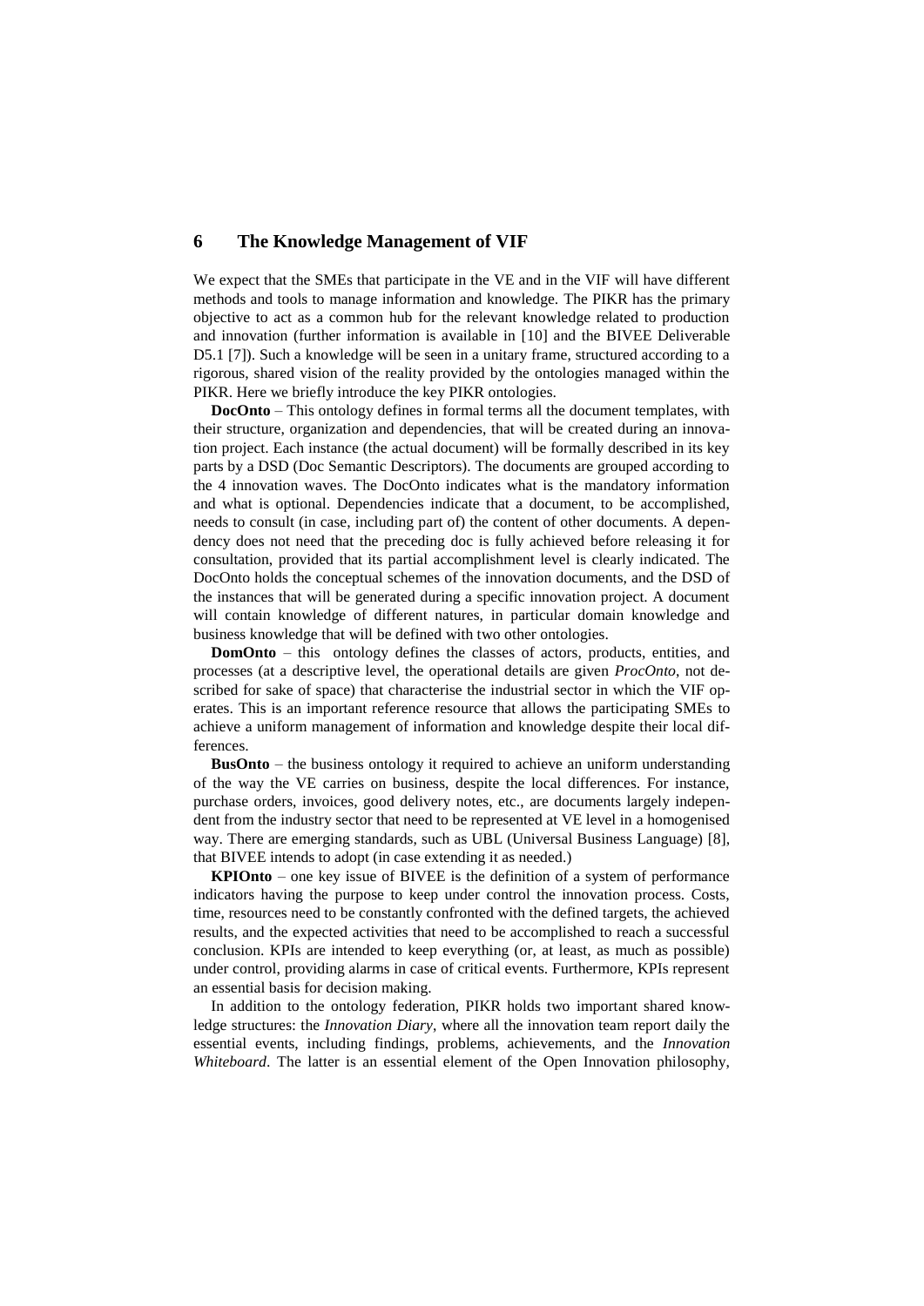## 6 The Knowledge Management of VIF

We expect that the SMEs that participate in the VE and in the VIF will have different methods and tools to manage information and knowledge. The PIKR has the primary objective to act as a common hub for the relevant knowledge related to production and innovation (further information is available in [10] and the BIVEE Deliverable D5.1 [7]). Such a knowledge will be seen in a unitary frame, structured according to a rigorous, shared vision of the reality provided by the ontologies managed within the PIKR. Here we briefly introduce the key PIKR ontologies.

**DocOnto** – This ontology defines in formal terms all the document templates, with their structure, organization and dependencies, that will be created during an innovation project. Each instance (the actual document) will be formally described in its key parts by a DSD (Doc Semantic Descriptors). The documents are grouped according to the 4 innovation waves. The DocOnto indicates what is the mandatory information and what is optional. Dependencies indicate that a document, to be accomplished, needs to consult (in case, including part of) the content of other documents. A dependency does not need that the preceding doc is fully achieved before releasing it for consultation, provided that its partial accomplishment level is clearly indicated. The DocOnto holds the conceptual schemes of the innovation documents, and the DSD of the instances that will be generated during a specific innovation project. A document will contain knowledge of different natures, in particular domain knowledge and business knowledge that will be defined with two other ontologies.

**DomOnto** – this ontology defines the classes of actors, products, entities, and processes (at a descriptive level, the operational details are given *ProcOnto*, not described for sake of space) that characterise the industrial sector in which the VIF operates. This is an important reference resource that allows the participating SMEs to achieve a uniform management of information and knowledge despite their local differences.

**BusOnto** – the business ontology it required to achieve an uniform understanding of the way the VE carries on business, despite the local differences. For instance, purchase orders, invoices, good delivery notes, etc., are documents largely independent from the industry sector that need to be represented at VE level in a homogenised way. There are emerging standards, such as UBL (Universal Business Language) [8], that BIVEE intends to adopt (in case extending it as needed.)

**KPIOnto** – one key issue of BIVEE is the definition of a system of performance indicators having the purpose to keep under control the innovation process. Costs, time, resources need to be constantly confronted with the defined targets, the achieved results, and the expected activities that need to be accomplished to reach a successful conclusion. KPIs are intended to keep everything (or, at least, as much as possible) under control, providing alarms in case of critical events. Furthermore, KPIs represent an essential basis for decision making.

In addition to the ontology federation, PIKR holds two important shared knowledge structures: the *Innovation Diary*, where all the innovation team report daily the essential events, including findings, problems, achievements, and the *Innovation Whiteboard*. The latter is an essential element of the Open Innovation philosophy,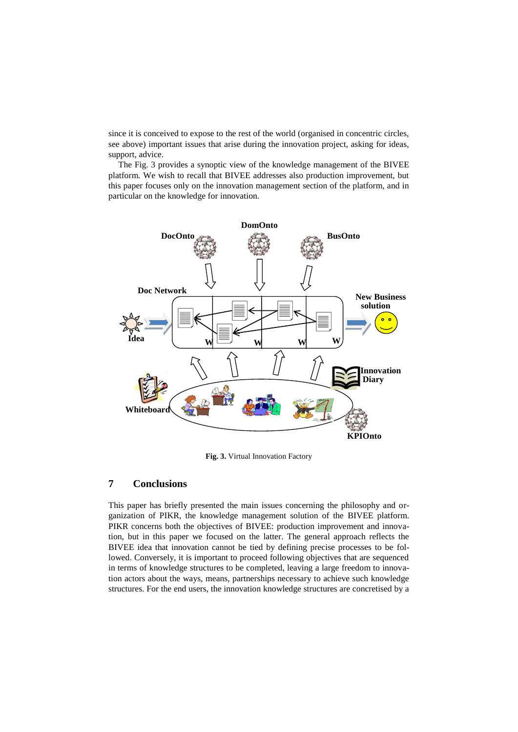since it is conceived to expose to the rest of the world (organised in concentric circles, see above) important issues that arise during the innovation project, asking for ideas, support, advice.

The Fig. 3 provides a synoptic view of the knowledge management of the BIVEE platform. We wish to recall that BIVEE addresses also production improvement, but this paper focuses only on the innovation management section of the platform, and in particular on the knowledge for innovation.

**Fig. 3.** Virtual Innovation Factory

## 7 Conclusions

This paper has briefly presented the main issues concerning the philosophy and organization of PIKR, the knowledge management solution of the BIVEE platform. PIKR concerns both the objectives of BIVEE: production improvement and innovation, but in this paper we focused on the latter. The general approach reflects the BIVEE idea that innovation cannot be tied by defining precise processes to be followed. Conversely, it is important to proceed following objectives that are sequenced in terms of knowledge structures to be completed, leaving a large freedom to innovation actors about the ways, means, partnerships necessary to achieve such knowledge structures. For the end users, the innovation knowledge structures are concretised by a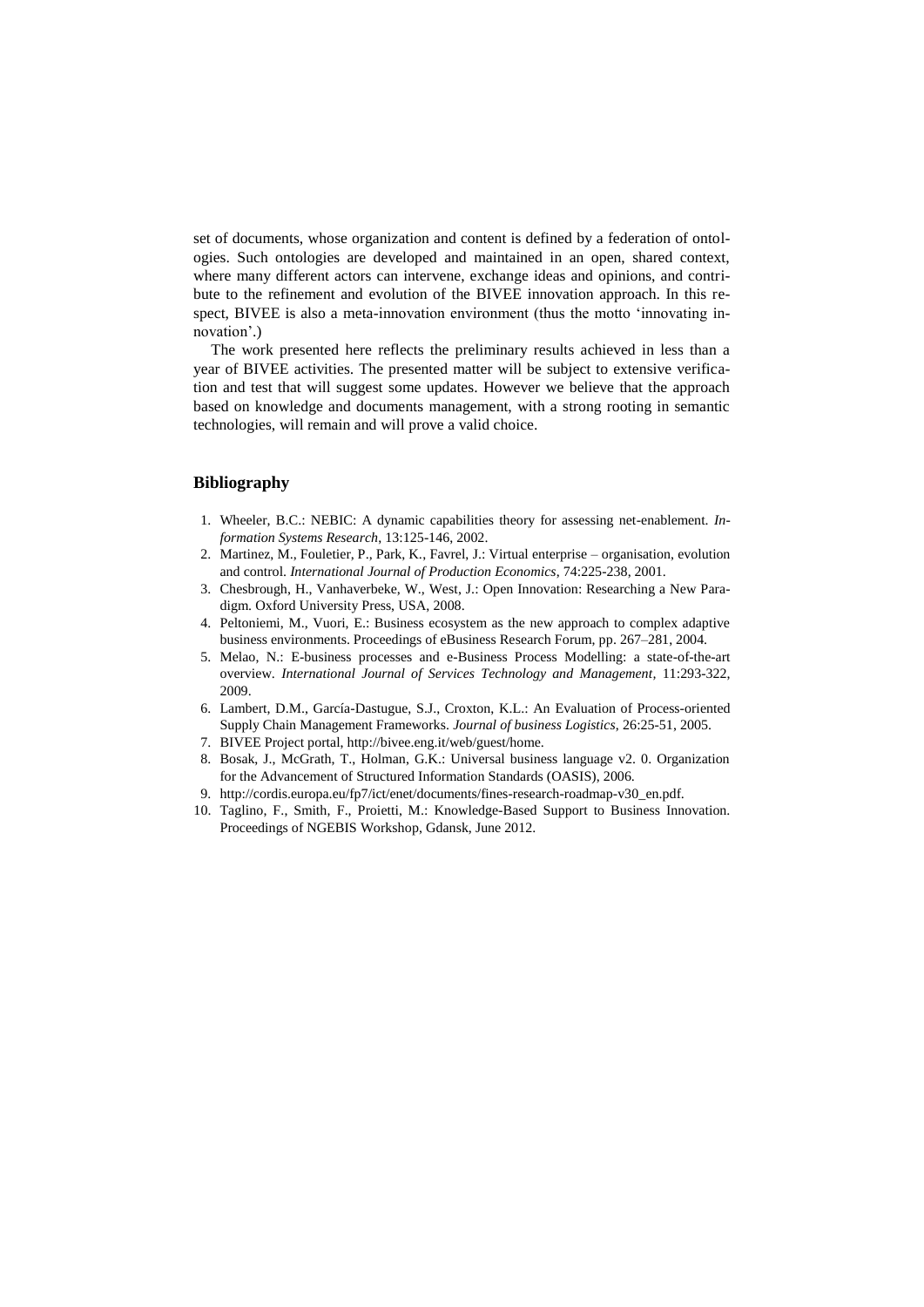set of documents, whose organization and content is defined by a federation of ontologies. Such ontologies are developed and maintained in an open, shared context, where many different actors can intervene, exchange ideas and opinions, and contribute to the refinement and evolution of the BIVEE innovation approach. In this respect, BIVEE is also a meta-innovation environment (thus the motto 'innovating innovation'.)

The work presented here reflects the preliminary results achieved in less than a year of BIVEE activities. The presented matter will be subject to extensive verification and test that will suggest some updates. However we believe that the approach based on knowledge and documents management, with a strong rooting in semantic technologies, will remain and will prove a valid choice.

## Bibliography

1. Wheeler, B.C.: NEBIC: A dynamic capabilities theory for assessing net-enablement. *Information Systems Research*, 13:125-146, 2002.
2. Martinez, M., Fouletier, P., Park, K., Favrel, J.: Virtual enterprise – organisation, evolution and control. *International Journal of Production Economics*, 74:225-238, 2001.
3. Chesbrough, H., Vanhaverbeke, W., West, J.: Open Innovation: Researching a New Paradigm. Oxford University Press, USA, 2008.
4. Peltoniemi, M., Vuori, E.: Business ecosystem as the new approach to complex adaptive business environments. Proceedings of eBusiness Research Forum, pp. 267–281, 2004.
5. Melao, N.: E-business processes and e-Business Process Modelling: a state-of-the-art overview. *International Journal of Services Technology and Management*, 11:293-322, 2009.
6. Lambert, D.M., García-Dastugue, S.J., Croxton, K.L.: An Evaluation of Process-oriented Supply Chain Management Frameworks. *Journal of business Logistics*, 26:25-51, 2005.
7. BIVEE Project portal, http://bivee.eng.it/web/guest/home.
8. Bosak, J., McGrath, T., Holman, G.K.: Universal business language v2. 0. Organization for the Advancement of Structured Information Standards (OASIS), 2006.
9. http://cordis.europa.eu/fp7/ict/enet/documents/fines-research-roadmap-v30_en.pdf.
10. Taglino, F., Smith, F., Proietti, M.: Knowledge-Based Support to Business Innovation. Proceedings of NGEBIS Workshop, Gdansk, June 2012.